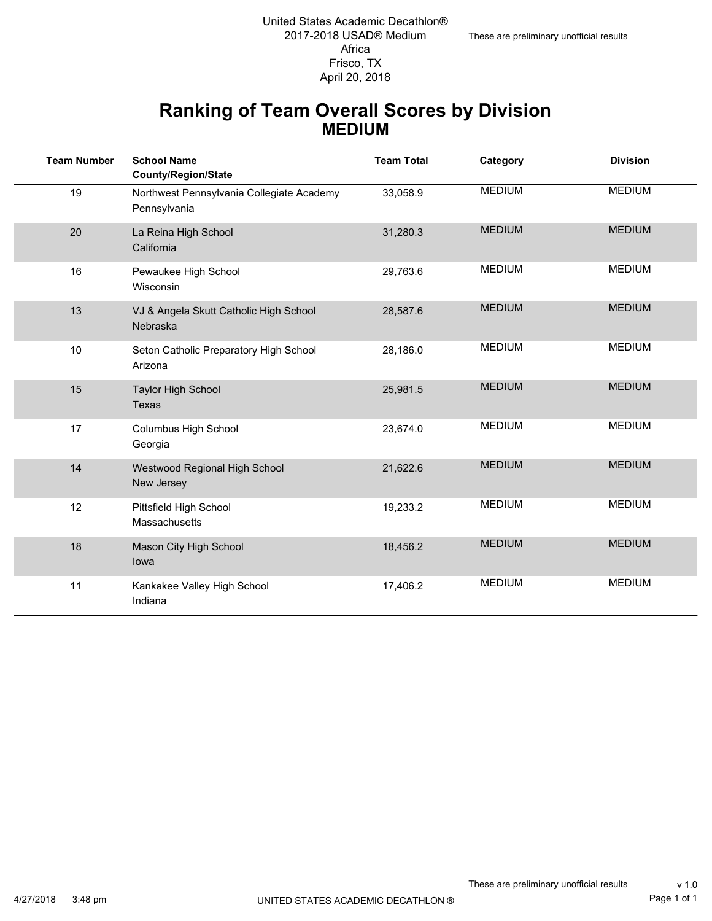United States Academic Decathlon®
2017-2018 USAD® Medium
Africa
Frisco, TX
April 20, 2018

These are preliminary unofficial results

# Ranking of Team Overall Scores by Division
## MEDIUM

| Team Number | School Name<br>County/Region/State | Team Total | Category | Division |
|---|---|---|---|---|
| 19 | Northwest Pennsylvania Collegiate Academy<br>Pennsylvania | 33,058.9 | MEDIUM | MEDIUM |
| 20 | La Reina High School<br>California | 31,280.3 | MEDIUM | MEDIUM |
| 16 | Pewaukee High School<br>Wisconsin | 29,763.6 | MEDIUM | MEDIUM |
| 13 | VJ & Angela Skutt Catholic High School<br>Nebraska | 28,587.6 | MEDIUM | MEDIUM |
| 10 | Seton Catholic Preparatory High School<br>Arizona | 28,186.0 | MEDIUM | MEDIUM |
| 15 | Taylor High School<br>Texas | 25,981.5 | MEDIUM | MEDIUM |
| 17 | Columbus High School<br>Georgia | 23,674.0 | MEDIUM | MEDIUM |
| 14 | Westwood Regional High School<br>New Jersey | 21,622.6 | MEDIUM | MEDIUM |
| 12 | Pittsfield High School<br>Massachusetts | 19,233.2 | MEDIUM | MEDIUM |
| 18 | Mason City High School<br>Iowa | 18,456.2 | MEDIUM | MEDIUM |
| 11 | Kankakee Valley High School<br>Indiana | 17,406.2 | MEDIUM | MEDIUM |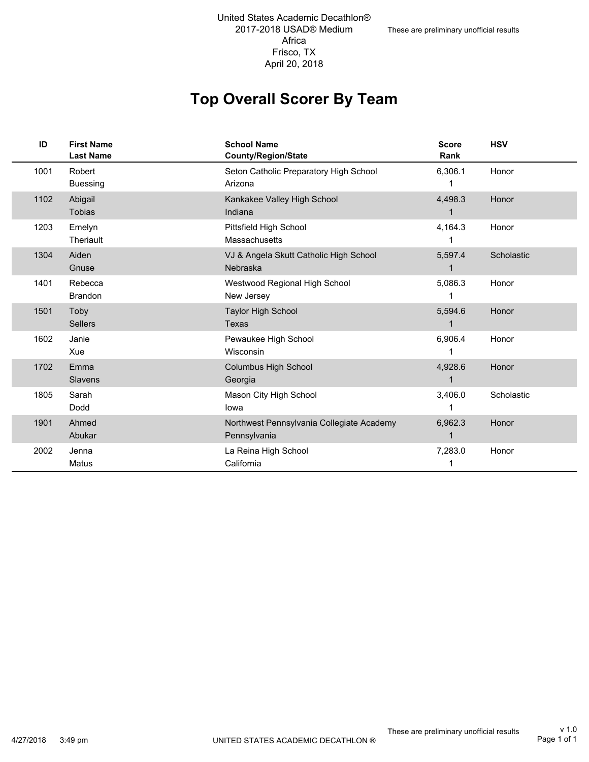United States Academic Decathlon®
2017-2018 USAD® Medium
Africa
Frisco, TX
April 20, 2018

These are preliminary unofficial results

# Top Overall Scorer By Team

| ID | First Name<br>Last Name | School Name<br>County/Region/State | Score<br>Rank | HSV |
|---|---|---|---|---|
| 1001 | Robert<br>Buessing | Seton Catholic Preparatory High School<br>Arizona | 6,306.1<br>1 | Honor |
| 1102 | Abigail<br>Tobias | Kankakee Valley High School<br>Indiana | 4,498.3<br>1 | Honor |
| 1203 | Emelyn<br>Theriault | Pittsfield High School<br>Massachusetts | 4,164.3<br>1 | Honor |
| 1304 | Aiden<br>Gnuse | VJ & Angela Skutt Catholic High School<br>Nebraska | 5,597.4<br>1 | Scholastic |
| 1401 | Rebecca<br>Brandon | Westwood Regional High School<br>New Jersey | 5,086.3<br>1 | Honor |
| 1501 | Toby<br>Sellers | Taylor High School<br>Texas | 5,594.6<br>1 | Honor |
| 1602 | Janie<br>Xue | Pewaukee High School<br>Wisconsin | 6,906.4<br>1 | Honor |
| 1702 | Emma<br>Slavens | Columbus High School<br>Georgia | 4,928.6<br>1 | Honor |
| 1805 | Sarah<br>Dodd | Mason City High School<br>Iowa | 3,406.0<br>1 | Scholastic |
| 1901 | Ahmed<br>Abukar | Northwest Pennsylvania Collegiate Academy<br>Pennsylvania | 6,962.3<br>1 | Honor |
| 2002 | Jenna<br>Matus | La Reina High School<br>California | 7,283.0<br>1 | Honor |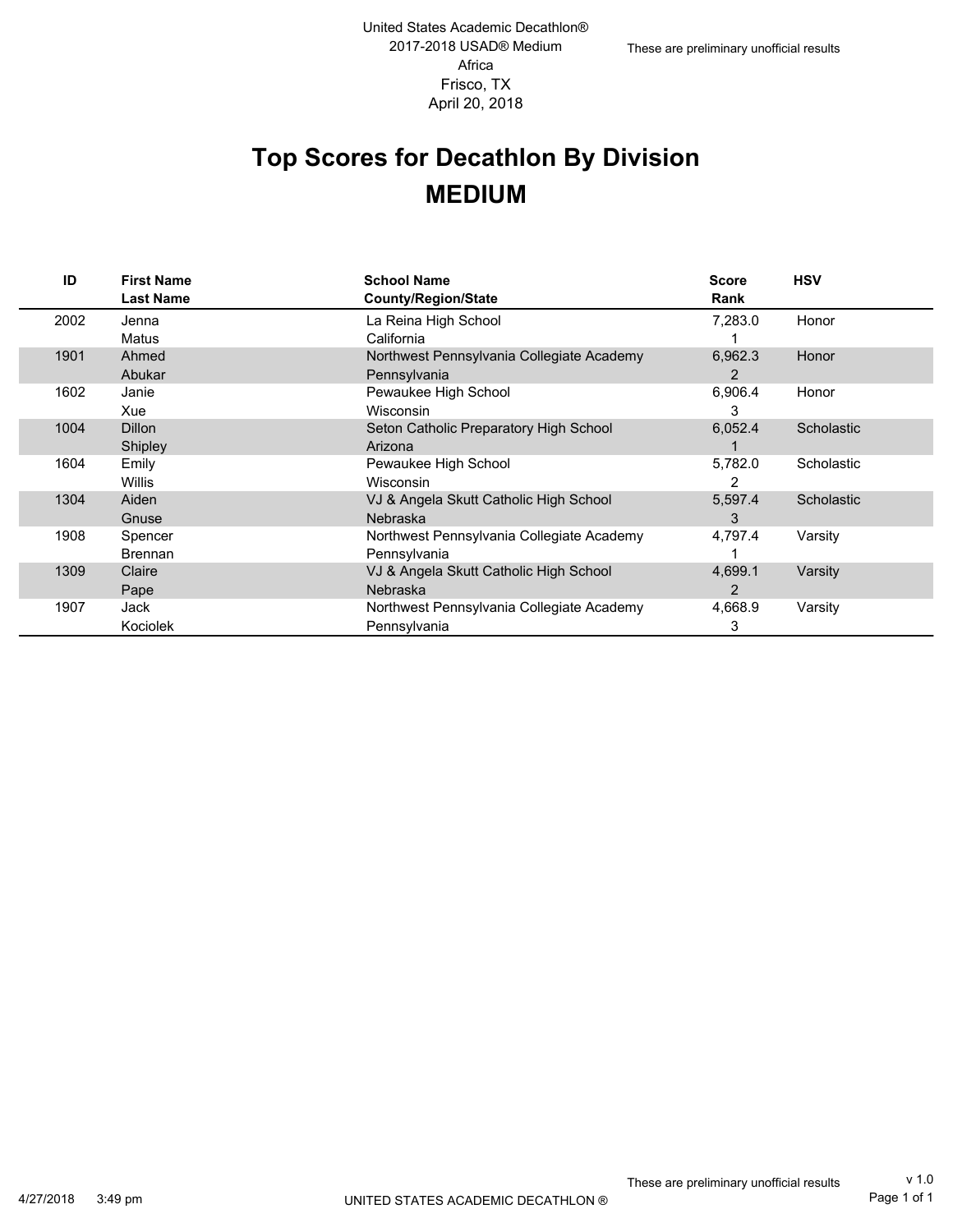United States Academic Decathlon®
2017-2018 USAD® Medium
Africa
Frisco, TX
April 20, 2018

These are preliminary unofficial results

# Top Scores for Decathlon By Division
## MEDIUM

| ID | First Name / Last Name | School Name / County/Region/State | Score / Rank | HSV |
|---|---|---|---|---|
| 2002 | Jenna Matus | La Reina High School, California | 7,283.0 / 1 | Honor |
| 1901 | Ahmed Abukar | Northwest Pennsylvania Collegiate Academy, Pennsylvania | 6,962.3 / 2 | Honor |
| 1602 | Janie Xue | Pewaukee High School, Wisconsin | 6,906.4 / 3 | Honor |
| 1004 | Dillon Shipley | Seton Catholic Preparatory High School, Arizona | 6,052.4 / 1 | Scholastic |
| 1604 | Emily Willis | Pewaukee High School, Wisconsin | 5,782.0 / 2 | Scholastic |
| 1304 | Aiden Gnuse | VJ & Angela Skutt Catholic High School, Nebraska | 5,597.4 / 3 | Scholastic |
| 1908 | Spencer Brennan | Northwest Pennsylvania Collegiate Academy, Pennsylvania | 4,797.4 / 1 | Varsity |
| 1309 | Claire Pape | VJ & Angela Skutt Catholic High School, Nebraska | 4,699.1 / 2 | Varsity |
| 1907 | Jack Kociolek | Northwest Pennsylvania Collegiate Academy, Pennsylvania | 4,668.9 / 3 | Varsity |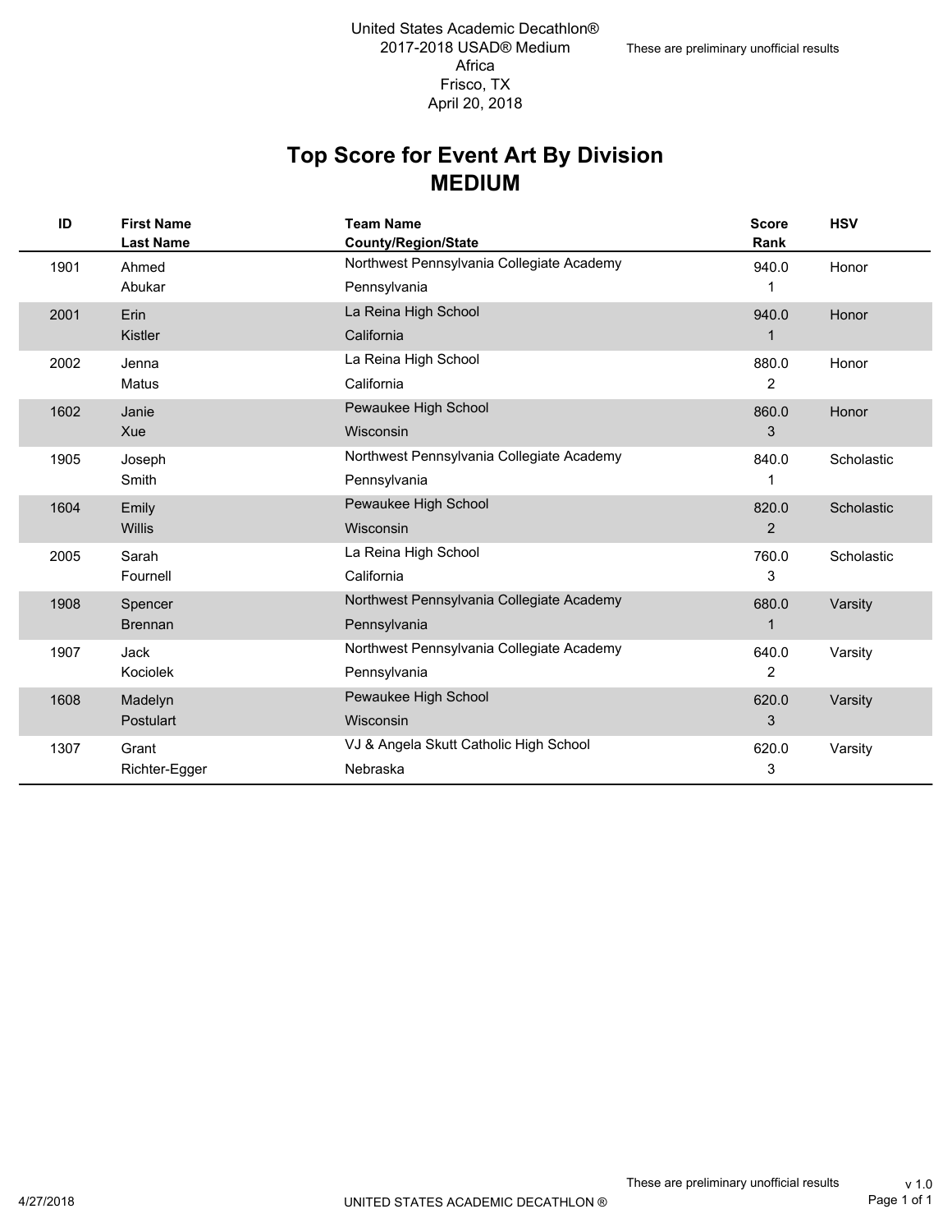United States Academic Decathlon®
2017-2018 USAD® Medium
Africa
Frisco, TX
April 20, 2018

These are preliminary unofficial results

# Top Score for Event Art By Division
## MEDIUM

| ID | First Name<br>Last Name | Team Name<br>County/Region/State | Score<br>Rank | HSV |
|---|---|---|---|---|
| 1901 | Ahmed<br>Abukar | Northwest Pennsylvania Collegiate Academy<br>Pennsylvania | 940.0<br>1 | Honor |
| 2001 | Erin<br>Kistler | La Reina High School<br>California | 940.0<br>1 | Honor |
| 2002 | Jenna<br>Matus | La Reina High School<br>California | 880.0<br>2 | Honor |
| 1602 | Janie<br>Xue | Pewaukee High School<br>Wisconsin | 860.0<br>3 | Honor |
| 1905 | Joseph<br>Smith | Northwest Pennsylvania Collegiate Academy<br>Pennsylvania | 840.0<br>1 | Scholastic |
| 1604 | Emily<br>Willis | Pewaukee High School<br>Wisconsin | 820.0<br>2 | Scholastic |
| 2005 | Sarah<br>Fournell | La Reina High School<br>California | 760.0<br>3 | Scholastic |
| 1908 | Spencer<br>Brennan | Northwest Pennsylvania Collegiate Academy<br>Pennsylvania | 680.0<br>1 | Varsity |
| 1907 | Jack<br>Kociolek | Northwest Pennsylvania Collegiate Academy<br>Pennsylvania | 640.0<br>2 | Varsity |
| 1608 | Madelyn<br>Postulart | Pewaukee High School<br>Wisconsin | 620.0<br>3 | Varsity |
| 1307 | Grant<br>Richter-Egger | VJ & Angela Skutt Catholic High School<br>Nebraska | 620.0<br>3 | Varsity |

These are preliminary unofficial results

4/27/2018 UNITED STATES ACADEMIC DECATHLON ® v 1.0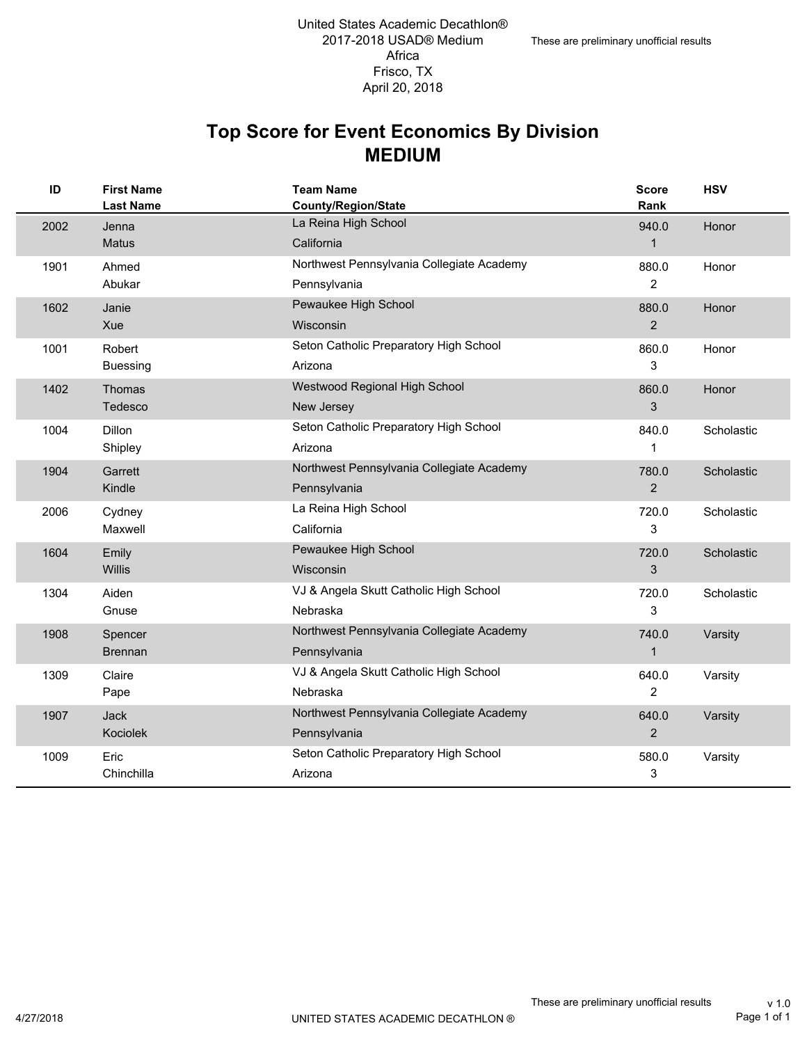United States Academic Decathlon®
2017-2018 USAD® Medium
Africa
Frisco, TX
April 20, 2018

These are preliminary unofficial results

# Top Score for Event Economics By Division
## MEDIUM

| ID | First Name<br>Last Name | Team Name<br>County/Region/State | Score<br>Rank | HSV |
|---|---|---|---|---|
| 2002 | Jenna<br>Matus | La Reina High School<br>California | 940.0<br>1 | Honor |
| 1901 | Ahmed<br>Abukar | Northwest Pennsylvania Collegiate Academy<br>Pennsylvania | 880.0<br>2 | Honor |
| 1602 | Janie<br>Xue | Pewaukee High School<br>Wisconsin | 880.0<br>2 | Honor |
| 1001 | Robert<br>Buessing | Seton Catholic Preparatory High School<br>Arizona | 860.0<br>3 | Honor |
| 1402 | Thomas<br>Tedesco | Westwood Regional High School<br>New Jersey | 860.0<br>3 | Honor |
| 1004 | Dillon<br>Shipley | Seton Catholic Preparatory High School<br>Arizona | 840.0<br>1 | Scholastic |
| 1904 | Garrett<br>Kindle | Northwest Pennsylvania Collegiate Academy<br>Pennsylvania | 780.0<br>2 | Scholastic |
| 2006 | Cydney<br>Maxwell | La Reina High School<br>California | 720.0<br>3 | Scholastic |
| 1604 | Emily<br>Willis | Pewaukee High School<br>Wisconsin | 720.0<br>3 | Scholastic |
| 1304 | Aiden<br>Gnuse | VJ & Angela Skutt Catholic High School<br>Nebraska | 720.0<br>3 | Scholastic |
| 1908 | Spencer<br>Brennan | Northwest Pennsylvania Collegiate Academy<br>Pennsylvania | 740.0<br>1 | Varsity |
| 1309 | Claire<br>Pape | VJ & Angela Skutt Catholic High School<br>Nebraska | 640.0<br>2 | Varsity |
| 1907 | Jack<br>Kociolek | Northwest Pennsylvania Collegiate Academy<br>Pennsylvania | 640.0<br>2 | Varsity |
| 1009 | Eric<br>Chinchilla | Seton Catholic Preparatory High School<br>Arizona | 580.0<br>3 | Varsity |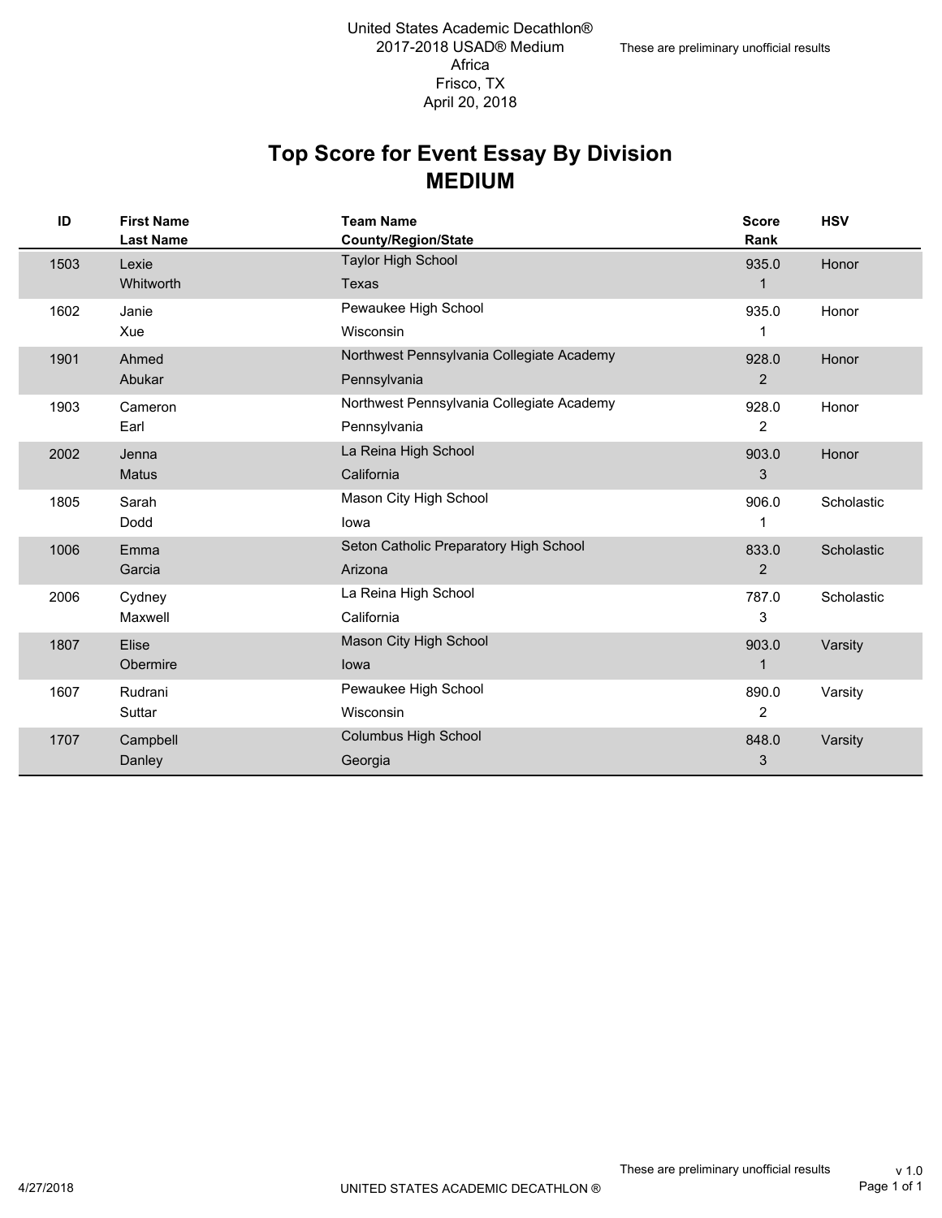United States Academic Decathlon®
2017-2018 USAD® Medium
Africa
Frisco, TX
April 20, 2018

These are preliminary unofficial results

# Top Score for Event Essay By Division
## MEDIUM

| ID | First Name<br>Last Name | Team Name<br>County/Region/State | Score<br>Rank | HSV |
|---|---|---|---|---|
| 1503 | Lexie<br>Whitworth | Taylor High School<br>Texas | 935.0<br>1 | Honor |
| 1602 | Janie<br>Xue | Pewaukee High School<br>Wisconsin | 935.0<br>1 | Honor |
| 1901 | Ahmed<br>Abukar | Northwest Pennsylvania Collegiate Academy<br>Pennsylvania | 928.0<br>2 | Honor |
| 1903 | Cameron<br>Earl | Northwest Pennsylvania Collegiate Academy<br>Pennsylvania | 928.0<br>2 | Honor |
| 2002 | Jenna<br>Matus | La Reina High School<br>California | 903.0<br>3 | Honor |
| 1805 | Sarah<br>Dodd | Mason City High School<br>Iowa | 906.0<br>1 | Scholastic |
| 1006 | Emma<br>Garcia | Seton Catholic Preparatory High School<br>Arizona | 833.0<br>2 | Scholastic |
| 2006 | Cydney<br>Maxwell | La Reina High School<br>California | 787.0<br>3 | Scholastic |
| 1807 | Elise<br>Obermire | Mason City High School<br>Iowa | 903.0<br>1 | Varsity |
| 1607 | Rudrani<br>Suttar | Pewaukee High School<br>Wisconsin | 890.0<br>2 | Varsity |
| 1707 | Campbell<br>Danley | Columbus High School<br>Georgia | 848.0<br>3 | Varsity |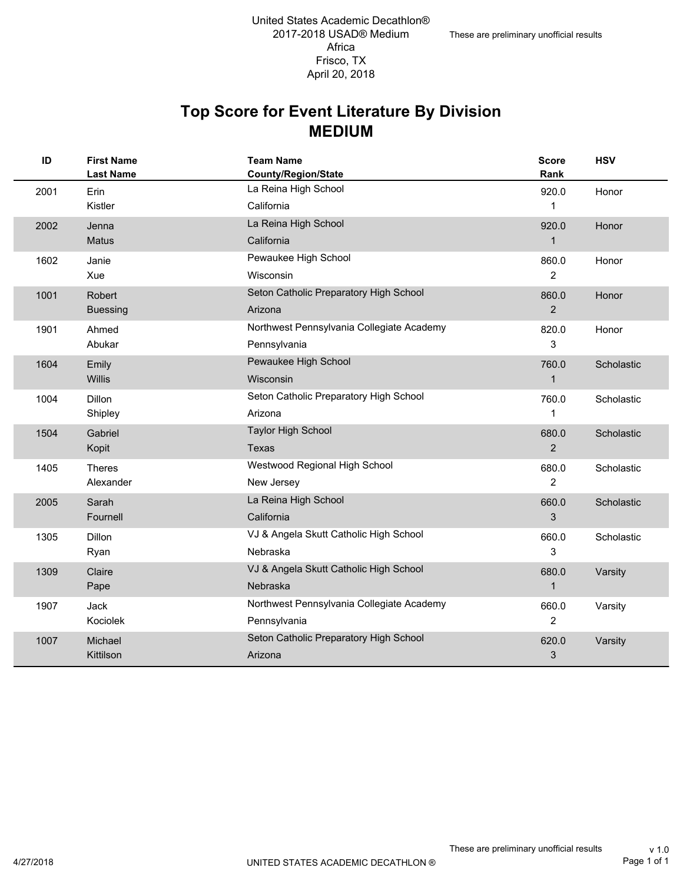United States Academic Decathlon®
2017-2018 USAD® Medium
Africa
Frisco, TX
April 20, 2018

These are preliminary unofficial results

# Top Score for Event Literature By Division
## MEDIUM

| ID | First Name / Last Name | Team Name / County/Region/State | Score / Rank | HSV |
|---|---|---|---|---|
| 2001 | Erin Kistler | La Reina High School / California | 920.0 / 1 | Honor |
| 2002 | Jenna Matus | La Reina High School / California | 920.0 / 1 | Honor |
| 1602 | Janie Xue | Pewaukee High School / Wisconsin | 860.0 / 2 | Honor |
| 1001 | Robert Buessing | Seton Catholic Preparatory High School / Arizona | 860.0 / 2 | Honor |
| 1901 | Ahmed Abukar | Northwest Pennsylvania Collegiate Academy / Pennsylvania | 820.0 / 3 | Honor |
| 1604 | Emily Willis | Pewaukee High School / Wisconsin | 760.0 / 1 | Scholastic |
| 1004 | Dillon Shipley | Seton Catholic Preparatory High School / Arizona | 760.0 / 1 | Scholastic |
| 1504 | Gabriel Kopit | Taylor High School / Texas | 680.0 / 2 | Scholastic |
| 1405 | Theres Alexander | Westwood Regional High School / New Jersey | 680.0 / 2 | Scholastic |
| 2005 | Sarah Fournell | La Reina High School / California | 660.0 / 3 | Scholastic |
| 1305 | Dillon Ryan | VJ & Angela Skutt Catholic High School / Nebraska | 660.0 / 3 | Scholastic |
| 1309 | Claire Pape | VJ & Angela Skutt Catholic High School / Nebraska | 680.0 / 1 | Varsity |
| 1907 | Jack Kociolek | Northwest Pennsylvania Collegiate Academy / Pennsylvania | 660.0 / 2 | Varsity |
| 1007 | Michael Kittilson | Seton Catholic Preparatory High School / Arizona | 620.0 / 3 | Varsity |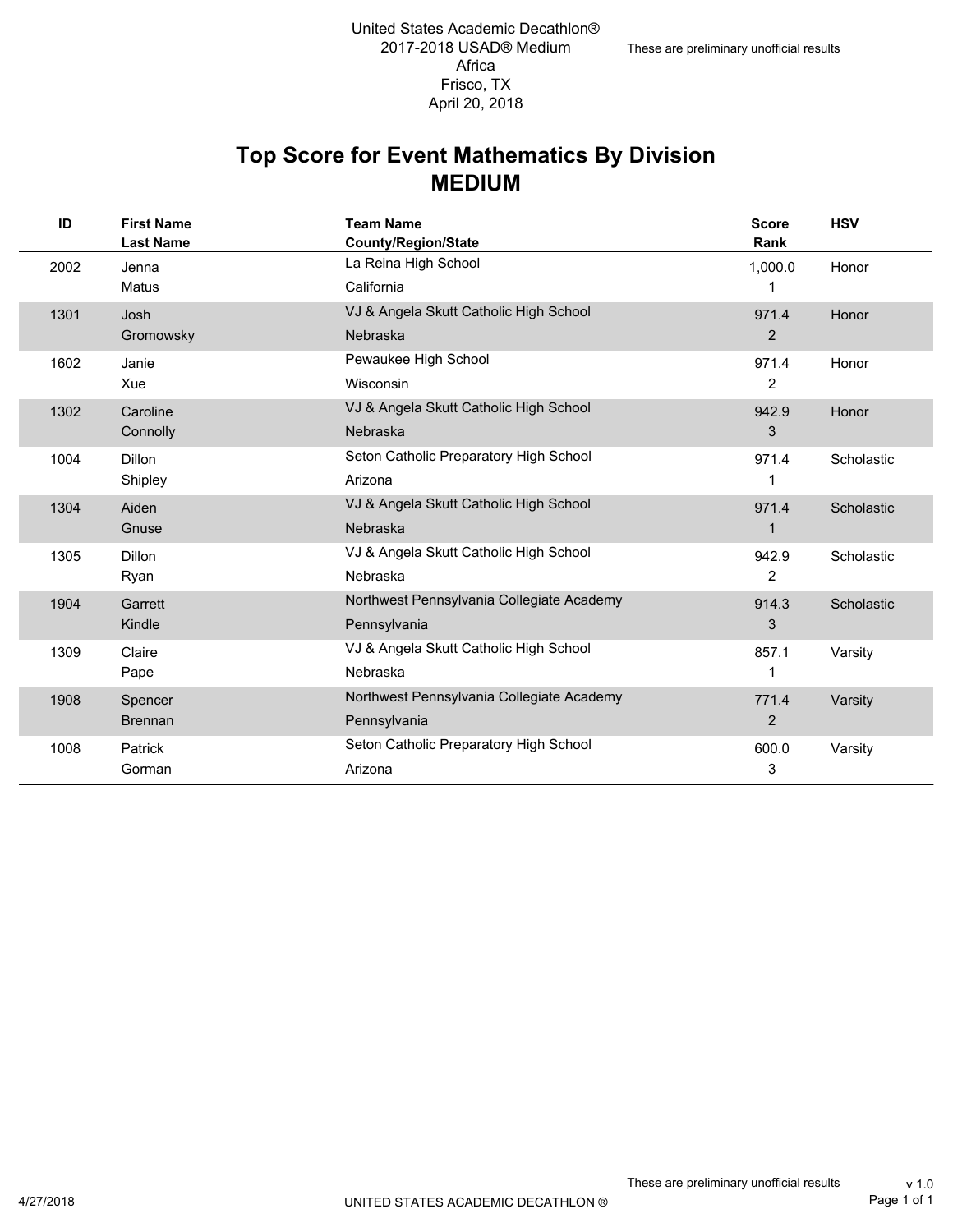United States Academic Decathlon®
2017-2018 USAD® Medium
Africa
Frisco, TX
April 20, 2018

These are preliminary unofficial results

# Top Score for Event Mathematics By Division
## MEDIUM

| ID | First Name / Last Name | Team Name / County/Region/State | Score / Rank | HSV |
|---|---|---|---|---|
| 2002 | Jenna Matus | La Reina High School / California | 1,000.0 / 1 | Honor |
| 1301 | Josh Gromowsky | VJ & Angela Skutt Catholic High School / Nebraska | 971.4 / 2 | Honor |
| 1602 | Janie Xue | Pewaukee High School / Wisconsin | 971.4 / 2 | Honor |
| 1302 | Caroline Connolly | VJ & Angela Skutt Catholic High School / Nebraska | 942.9 / 3 | Honor |
| 1004 | Dillon Shipley | Seton Catholic Preparatory High School / Arizona | 971.4 / 1 | Scholastic |
| 1304 | Aiden Gnuse | VJ & Angela Skutt Catholic High School / Nebraska | 971.4 / 1 | Scholastic |
| 1305 | Dillon Ryan | VJ & Angela Skutt Catholic High School / Nebraska | 942.9 / 2 | Scholastic |
| 1904 | Garrett Kindle | Northwest Pennsylvania Collegiate Academy / Pennsylvania | 914.3 / 3 | Scholastic |
| 1309 | Claire Pape | VJ & Angela Skutt Catholic High School / Nebraska | 857.1 / 1 | Varsity |
| 1908 | Spencer Brennan | Northwest Pennsylvania Collegiate Academy / Pennsylvania | 771.4 / 2 | Varsity |
| 1008 | Patrick Gorman | Seton Catholic Preparatory High School / Arizona | 600.0 / 3 | Varsity |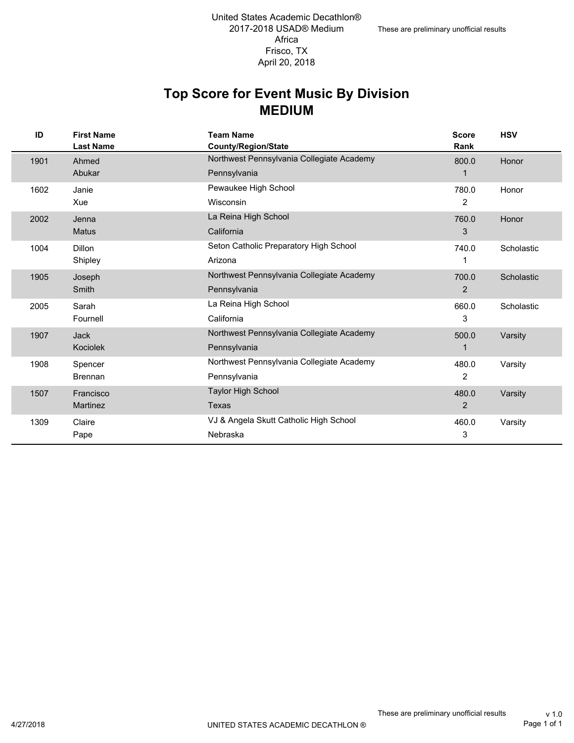United States Academic Decathlon®
2017-2018 USAD® Medium
Africa
Frisco, TX
April 20, 2018

These are preliminary unofficial results

# Top Score for Event Music By Division
## MEDIUM

| ID | First Name<br>Last Name | Team Name<br>County/Region/State | Score<br>Rank | HSV |
|---|---|---|---|---|
| 1901 | Ahmed<br>Abukar | Northwest Pennsylvania Collegiate Academy<br>Pennsylvania | 800.0<br>1 | Honor |
| 1602 | Janie<br>Xue | Pewaukee High School<br>Wisconsin | 780.0<br>2 | Honor |
| 2002 | Jenna<br>Matus | La Reina High School<br>California | 760.0<br>3 | Honor |
| 1004 | Dillon<br>Shipley | Seton Catholic Preparatory High School<br>Arizona | 740.0<br>1 | Scholastic |
| 1905 | Joseph<br>Smith | Northwest Pennsylvania Collegiate Academy<br>Pennsylvania | 700.0<br>2 | Scholastic |
| 2005 | Sarah<br>Fournell | La Reina High School<br>California | 660.0<br>3 | Scholastic |
| 1907 | Jack<br>Kociolek | Northwest Pennsylvania Collegiate Academy<br>Pennsylvania | 500.0<br>1 | Varsity |
| 1908 | Spencer<br>Brennan | Northwest Pennsylvania Collegiate Academy<br>Pennsylvania | 480.0<br>2 | Varsity |
| 1507 | Francisco<br>Martinez | Taylor High School<br>Texas | 480.0<br>2 | Varsity |
| 1309 | Claire<br>Pape | VJ & Angela Skutt Catholic High School<br>Nebraska | 460.0<br>3 | Varsity |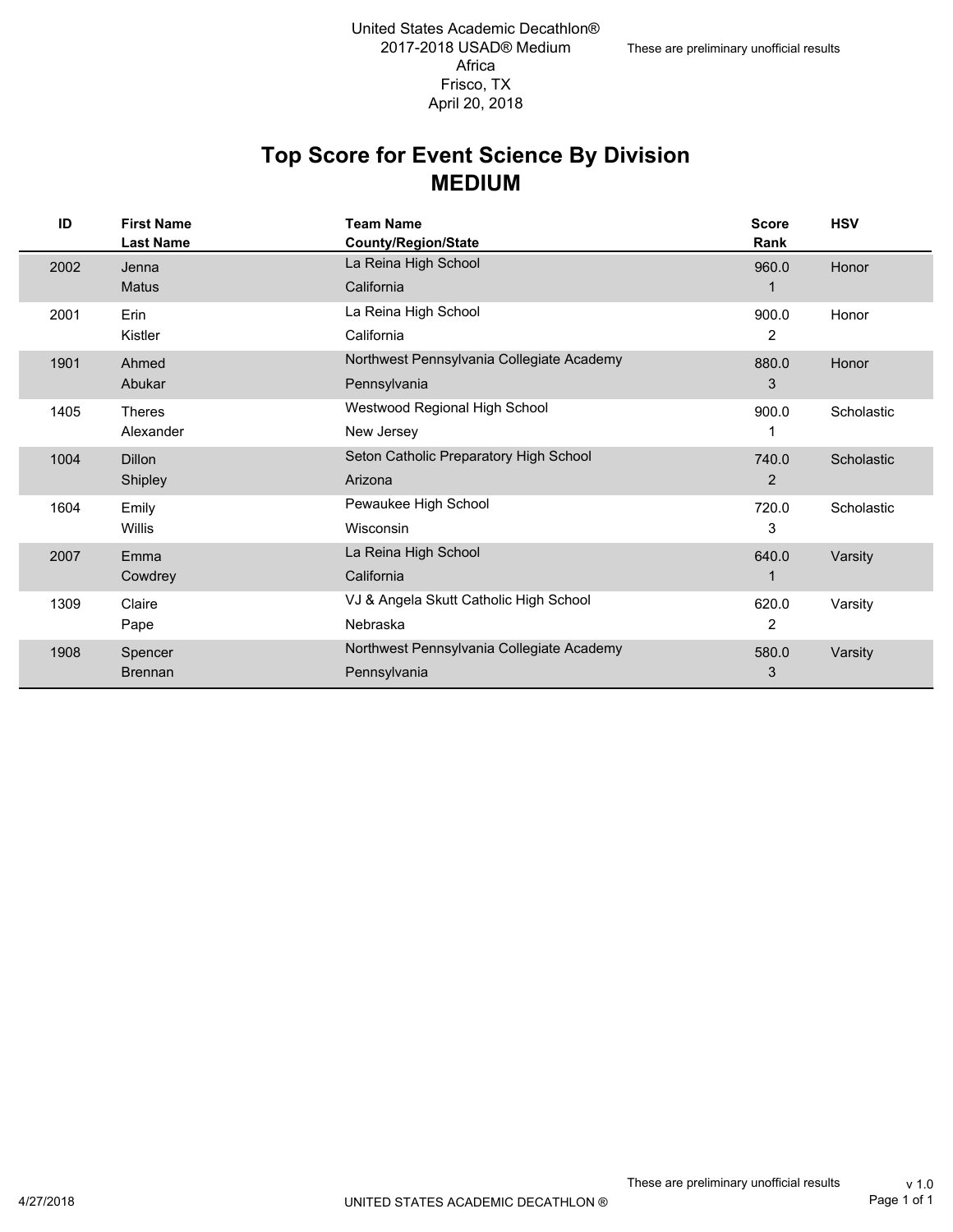United States Academic Decathlon®
2017-2018 USAD® Medium
Africa
Frisco, TX
April 20, 2018

These are preliminary unofficial results

# Top Score for Event Science By Division
## MEDIUM

| ID | First Name<br>Last Name | Team Name<br>County/Region/State | Score<br>Rank | HSV |
|---|---|---|---|---|
| 2002 | Jenna<br>Matus | La Reina High School<br>California | 960.0<br>1 | Honor |
| 2001 | Erin<br>Kistler | La Reina High School<br>California | 900.0<br>2 | Honor |
| 1901 | Ahmed<br>Abukar | Northwest Pennsylvania Collegiate Academy<br>Pennsylvania | 880.0<br>3 | Honor |
| 1405 | Theres<br>Alexander | Westwood Regional High School<br>New Jersey | 900.0<br>1 | Scholastic |
| 1004 | Dillon<br>Shipley | Seton Catholic Preparatory High School<br>Arizona | 740.0<br>2 | Scholastic |
| 1604 | Emily<br>Willis | Pewaukee High School<br>Wisconsin | 720.0<br>3 | Scholastic |
| 2007 | Emma<br>Cowdrey | La Reina High School<br>California | 640.0<br>1 | Varsity |
| 1309 | Claire<br>Pape | VJ & Angela Skutt Catholic High School<br>Nebraska | 620.0<br>2 | Varsity |
| 1908 | Spencer<br>Brennan | Northwest Pennsylvania Collegiate Academy<br>Pennsylvania | 580.0<br>3 | Varsity |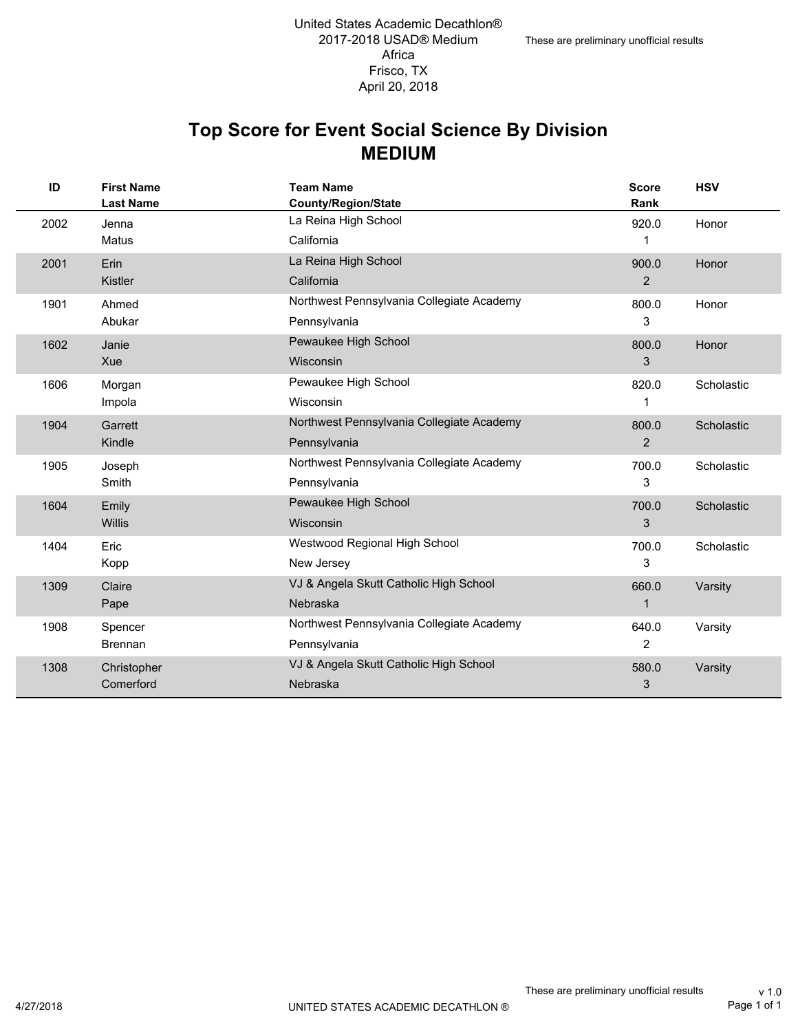United States Academic Decathlon®
2017-2018 USAD® Medium
Africa
Frisco, TX
April 20, 2018

These are preliminary unofficial results

# Top Score for Event Social Science By Division
## MEDIUM

| ID | First Name<br>Last Name | Team Name<br>County/Region/State | Score<br>Rank | HSV |
|---|---|---|---|---|
| 2002 | Jenna<br>Matus | La Reina High School<br>California | 920.0<br>1 | Honor |
| 2001 | Erin<br>Kistler | La Reina High School<br>California | 900.0<br>2 | Honor |
| 1901 | Ahmed<br>Abukar | Northwest Pennsylvania Collegiate Academy<br>Pennsylvania | 800.0<br>3 | Honor |
| 1602 | Janie<br>Xue | Pewaukee High School<br>Wisconsin | 800.0<br>3 | Honor |
| 1606 | Morgan<br>Impola | Pewaukee High School<br>Wisconsin | 820.0<br>1 | Scholastic |
| 1904 | Garrett<br>Kindle | Northwest Pennsylvania Collegiate Academy<br>Pennsylvania | 800.0<br>2 | Scholastic |
| 1905 | Joseph<br>Smith | Northwest Pennsylvania Collegiate Academy<br>Pennsylvania | 700.0<br>3 | Scholastic |
| 1604 | Emily<br>Willis | Pewaukee High School<br>Wisconsin | 700.0<br>3 | Scholastic |
| 1404 | Eric<br>Kopp | Westwood Regional High School<br>New Jersey | 700.0<br>3 | Scholastic |
| 1309 | Claire<br>Pape | VJ & Angela Skutt Catholic High School<br>Nebraska | 660.0<br>1 | Varsity |
| 1908 | Spencer<br>Brennan | Northwest Pennsylvania Collegiate Academy<br>Pennsylvania | 640.0<br>2 | Varsity |
| 1308 | Christopher<br>Comerford | VJ & Angela Skutt Catholic High School<br>Nebraska | 580.0<br>3 | Varsity |

These are preliminary unofficial results

4/27/2018 UNITED STATES ACADEMIC DECATHLON ® v 1.0